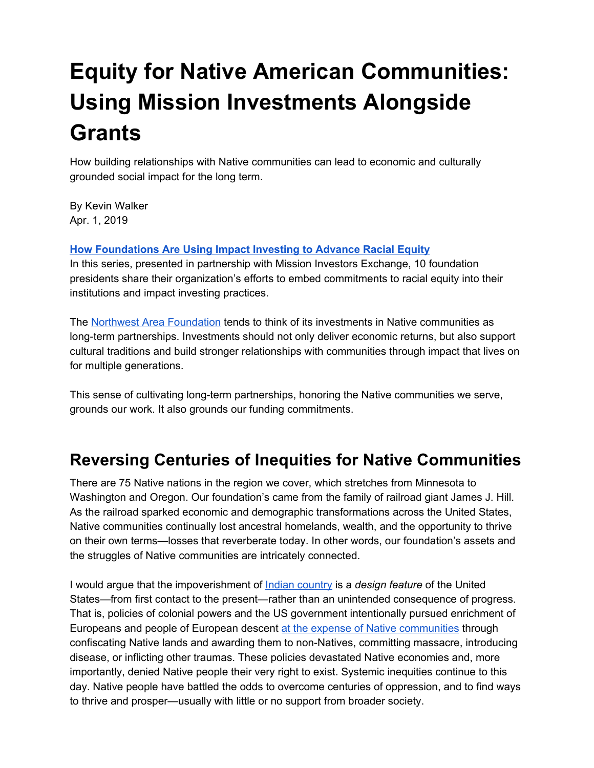# Equity for Native American Communities: Using Mission Investments Alongside Grants

How building relationships with Native communities can lead to economic and culturally grounded social impact for the long term.

By Kevin Walker
Apr. 1, 2019

**[How Foundations Are Using Impact Investing to Advance Racial Equity](#)**
In this series, presented in partnership with Mission Investors Exchange, 10 foundation presidents share their organization's efforts to embed commitments to racial equity into their institutions and impact investing practices.

The [Northwest Area Foundation](#) tends to think of its investments in Native communities as long-term partnerships. Investments should not only deliver economic returns, but also support cultural traditions and build stronger relationships with communities through impact that lives on for multiple generations.

This sense of cultivating long-term partnerships, honoring the Native communities we serve, grounds our work. It also grounds our funding commitments.

## Reversing Centuries of Inequities for Native Communities

There are 75 Native nations in the region we cover, which stretches from Minnesota to Washington and Oregon. Our foundation's came from the family of railroad giant James J. Hill. As the railroad sparked economic and demographic transformations across the United States, Native communities continually lost ancestral homelands, wealth, and the opportunity to thrive on their own terms—losses that reverberate today. In other words, our foundation's assets and the struggles of Native communities are intricately connected.

I would argue that the impoverishment of [Indian country](#) is a *design feature* of the United States—from first contact to the present—rather than an unintended consequence of progress. That is, policies of colonial powers and the US government intentionally pursued enrichment of Europeans and people of European descent [at the expense of Native communities](#) through confiscating Native lands and awarding them to non-Natives, committing massacre, introducing disease, or inflicting other traumas. These policies devastated Native economies and, more importantly, denied Native people their very right to exist. Systemic inequities continue to this day. Native people have battled the odds to overcome centuries of oppression, and to find ways to thrive and prosper—usually with little or no support from broader society.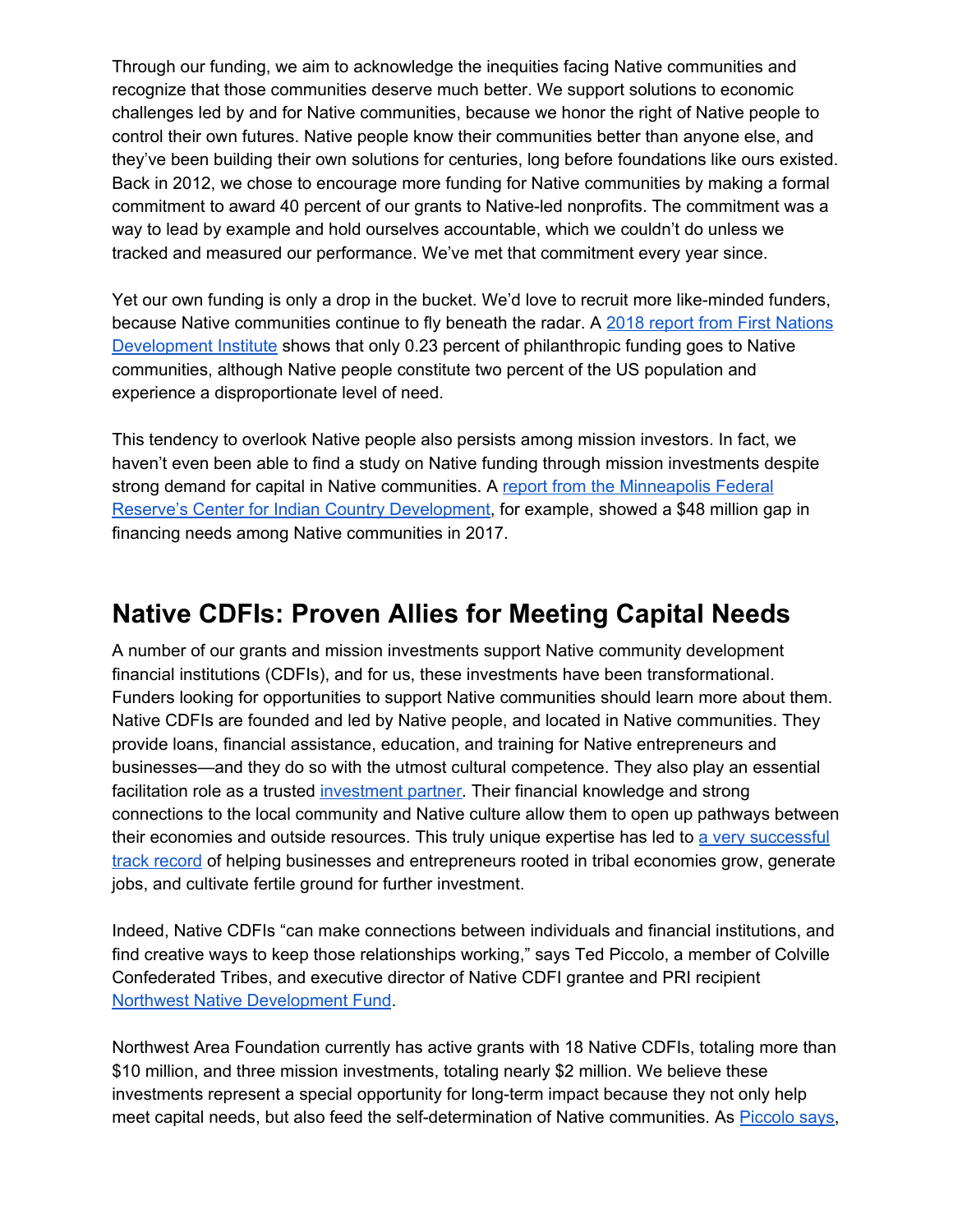Through our funding, we aim to acknowledge the inequities facing Native communities and recognize that those communities deserve much better. We support solutions to economic challenges led by and for Native communities, because we honor the right of Native people to control their own futures. Native people know their communities better than anyone else, and they've been building their own solutions for centuries, long before foundations like ours existed. Back in 2012, we chose to encourage more funding for Native communities by making a formal commitment to award 40 percent of our grants to Native-led nonprofits. The commitment was a way to lead by example and hold ourselves accountable, which we couldn't do unless we tracked and measured our performance. We've met that commitment every year since.

Yet our own funding is only a drop in the bucket. We'd love to recruit more like-minded funders, because Native communities continue to fly beneath the radar. A 2018 report from First Nations Development Institute shows that only 0.23 percent of philanthropic funding goes to Native communities, although Native people constitute two percent of the US population and experience a disproportionate level of need.

This tendency to overlook Native people also persists among mission investors. In fact, we haven't even been able to find a study on Native funding through mission investments despite strong demand for capital in Native communities. A report from the Minneapolis Federal Reserve's Center for Indian Country Development, for example, showed a $48 million gap in financing needs among Native communities in 2017.

## Native CDFIs: Proven Allies for Meeting Capital Needs

A number of our grants and mission investments support Native community development financial institutions (CDFIs), and for us, these investments have been transformational. Funders looking for opportunities to support Native communities should learn more about them. Native CDFIs are founded and led by Native people, and located in Native communities. They provide loans, financial assistance, education, and training for Native entrepreneurs and businesses—and they do so with the utmost cultural competence. They also play an essential facilitation role as a trusted investment partner. Their financial knowledge and strong connections to the local community and Native culture allow them to open up pathways between their economies and outside resources. This truly unique expertise has led to a very successful track record of helping businesses and entrepreneurs rooted in tribal economies grow, generate jobs, and cultivate fertile ground for further investment.

Indeed, Native CDFIs "can make connections between individuals and financial institutions, and find creative ways to keep those relationships working," says Ted Piccolo, a member of Colville Confederated Tribes, and executive director of Native CDFI grantee and PRI recipient Northwest Native Development Fund.

Northwest Area Foundation currently has active grants with 18 Native CDFIs, totaling more than $10 million, and three mission investments, totaling nearly $2 million. We believe these investments represent a special opportunity for long-term impact because they not only help meet capital needs, but also feed the self-determination of Native communities. As Piccolo says,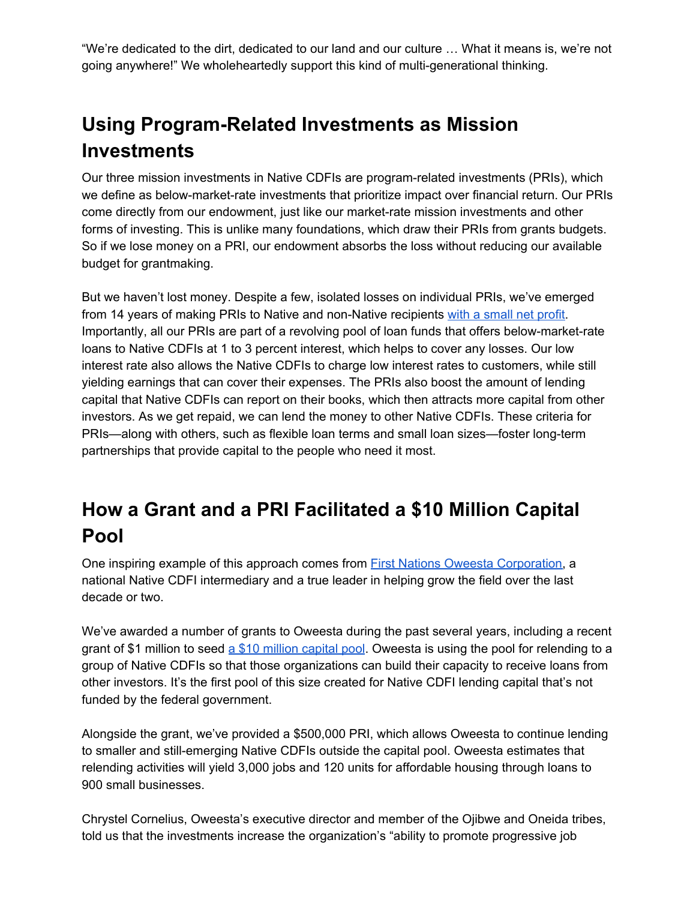"We're dedicated to the dirt, dedicated to our land and our culture … What it means is, we're not going anywhere!" We wholeheartedly support this kind of multi-generational thinking.

## Using Program-Related Investments as Mission Investments

Our three mission investments in Native CDFIs are program-related investments (PRIs), which we define as below-market-rate investments that prioritize impact over financial return. Our PRIs come directly from our endowment, just like our market-rate mission investments and other forms of investing. This is unlike many foundations, which draw their PRIs from grants budgets. So if we lose money on a PRI, our endowment absorbs the loss without reducing our available budget for grantmaking.

But we haven't lost money. Despite a few, isolated losses on individual PRIs, we've emerged from 14 years of making PRIs to Native and non-Native recipients with a small net profit. Importantly, all our PRIs are part of a revolving pool of loan funds that offers below-market-rate loans to Native CDFIs at 1 to 3 percent interest, which helps to cover any losses. Our low interest rate also allows the Native CDFIs to charge low interest rates to customers, while still yielding earnings that can cover their expenses. The PRIs also boost the amount of lending capital that Native CDFIs can report on their books, which then attracts more capital from other investors. As we get repaid, we can lend the money to other Native CDFIs. These criteria for PRIs—along with others, such as flexible loan terms and small loan sizes—foster long-term partnerships that provide capital to the people who need it most.

## How a Grant and a PRI Facilitated a $10 Million Capital Pool

One inspiring example of this approach comes from First Nations Oweesta Corporation, a national Native CDFI intermediary and a true leader in helping grow the field over the last decade or two.

We've awarded a number of grants to Oweesta during the past several years, including a recent grant of $1 million to seed a $10 million capital pool. Oweesta is using the pool for relending to a group of Native CDFIs so that those organizations can build their capacity to receive loans from other investors. It's the first pool of this size created for Native CDFI lending capital that's not funded by the federal government.

Alongside the grant, we've provided a $500,000 PRI, which allows Oweesta to continue lending to smaller and still-emerging Native CDFIs outside the capital pool. Oweesta estimates that relending activities will yield 3,000 jobs and 120 units for affordable housing through loans to 900 small businesses.

Chrystel Cornelius, Oweesta's executive director and member of the Ojibwe and Oneida tribes, told us that the investments increase the organization's "ability to promote progressive job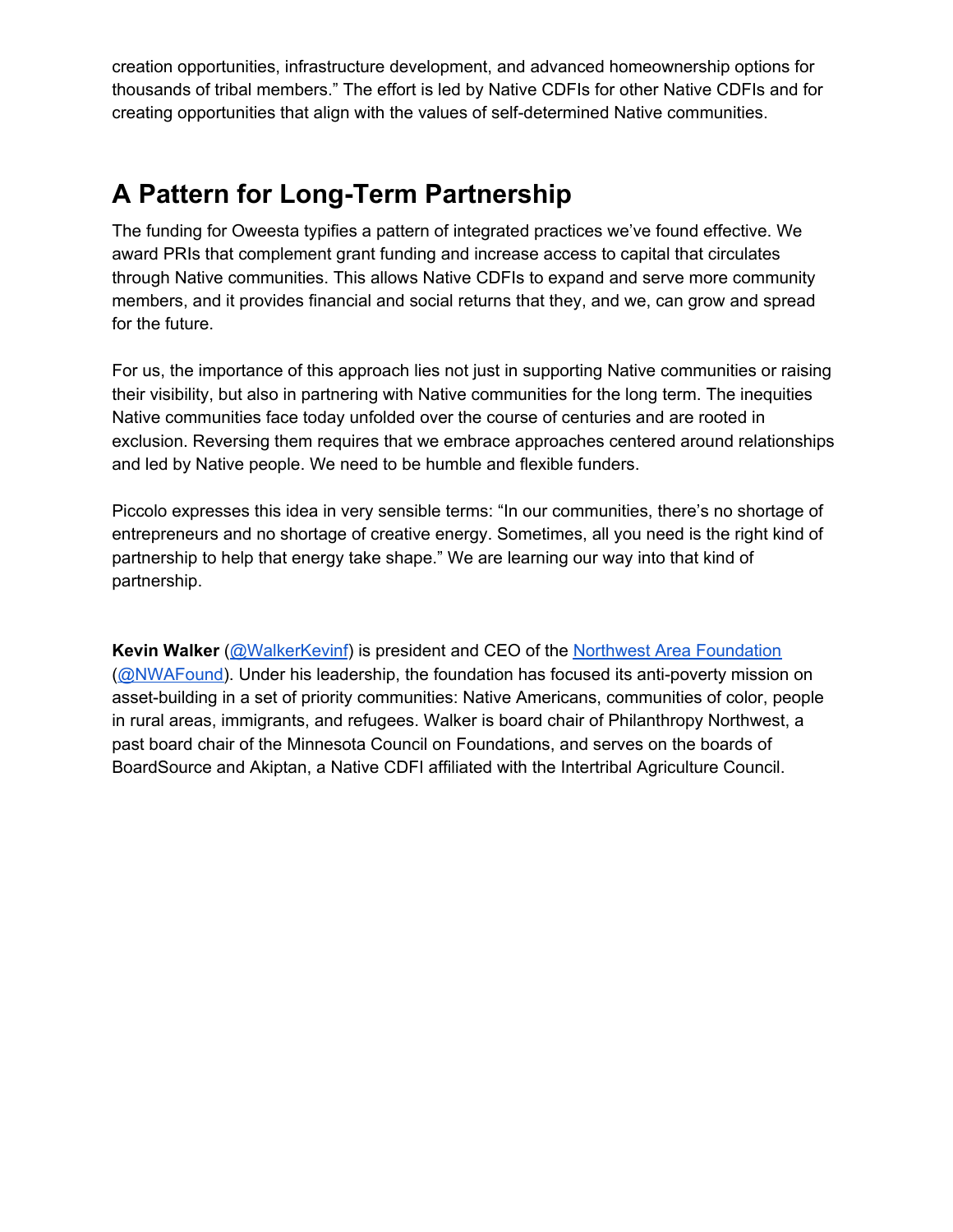creation opportunities, infrastructure development, and advanced homeownership options for thousands of tribal members." The effort is led by Native CDFIs for other Native CDFIs and for creating opportunities that align with the values of self-determined Native communities.

## A Pattern for Long-Term Partnership

The funding for Oweesta typifies a pattern of integrated practices we've found effective. We award PRIs that complement grant funding and increase access to capital that circulates through Native communities. This allows Native CDFIs to expand and serve more community members, and it provides financial and social returns that they, and we, can grow and spread for the future.

For us, the importance of this approach lies not just in supporting Native communities or raising their visibility, but also in partnering with Native communities for the long term. The inequities Native communities face today unfolded over the course of centuries and are rooted in exclusion. Reversing them requires that we embrace approaches centered around relationships and led by Native people. We need to be humble and flexible funders.

Piccolo expresses this idea in very sensible terms: "In our communities, there's no shortage of entrepreneurs and no shortage of creative energy. Sometimes, all you need is the right kind of partnership to help that energy take shape." We are learning our way into that kind of partnership.

**Kevin Walker** ([@WalkerKevinf]) is president and CEO of the [Northwest Area Foundation] ([@NWAFound]). Under his leadership, the foundation has focused its anti-poverty mission on asset-building in a set of priority communities: Native Americans, communities of color, people in rural areas, immigrants, and refugees. Walker is board chair of Philanthropy Northwest, a past board chair of the Minnesota Council on Foundations, and serves on the boards of BoardSource and Akiptan, a Native CDFI affiliated with the Intertribal Agriculture Council.